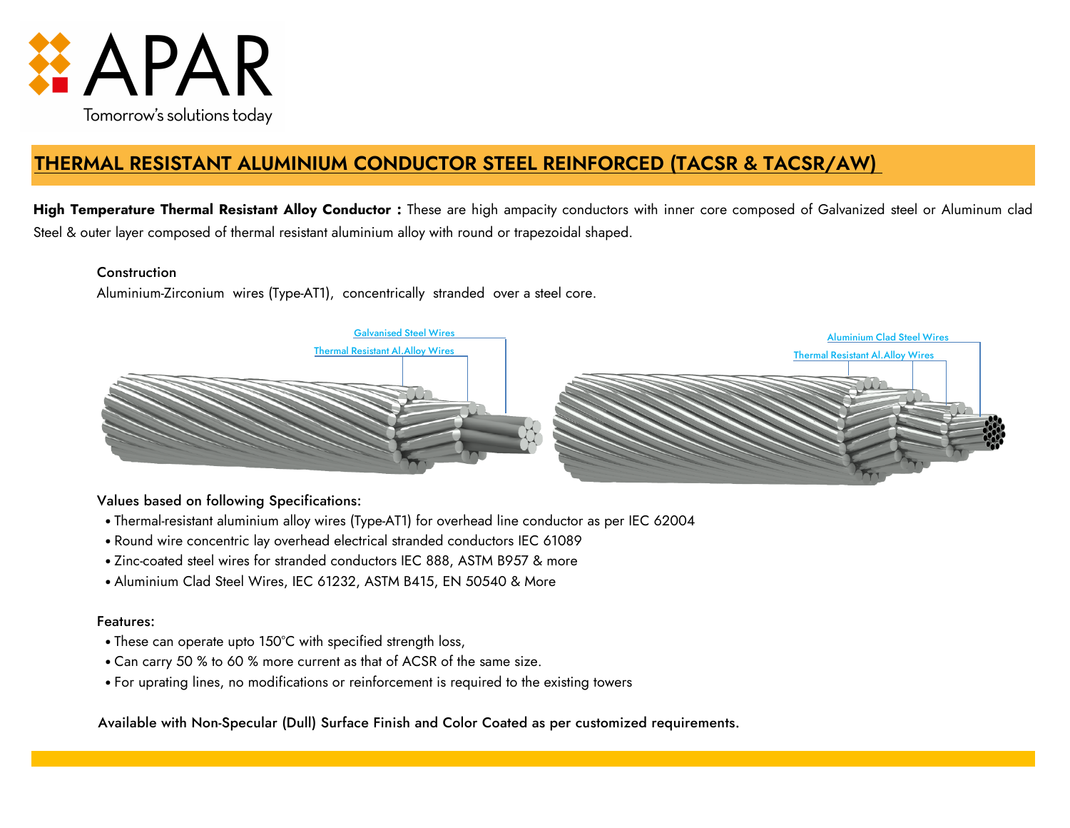# THERMAL RESISTANT ALUMINIUM CONDUCTOR STEEL REINFORCED (TACSR & TACSR/AW)

**High Temperature Thermal Resistant Alloy Conductor :** These are high ampacity conductors with inner core composed of Galvanized steel or Aluminum clad Steel & outer layer composed of thermal resistant aluminium alloy with round or trapezoidal shaped.

### Construction

Aluminium-Zirconium wires (Type-AT1), concentrically stranded over a steel core.

Galvanised Steel Wires
Thermal Resistant Al.Alloy Wires

Aluminium Clad Steel Wires
Thermal Resistant Al.Alloy Wires

### Values based on following Specifications:

- Thermal-resistant aluminium alloy wires (Type-AT1) for overhead line conductor as per IEC 62004
- Round wire concentric lay overhead electrical stranded conductors IEC 61089
- Zinc-coated steel wires for stranded conductors IEC 888, ASTM B957 & more
- Aluminium Clad Steel Wires, IEC 61232, ASTM B415, EN 50540 & More

### Features:

- These can operate upto 150°C with specified strength loss,
- Can carry 50 % to 60 % more current as that of ACSR of the same size.
- For uprating lines, no modifications or reinforcement is required to the existing towers

Available with Non-Specular (Dull) Surface Finish and Color Coated as per customized requirements.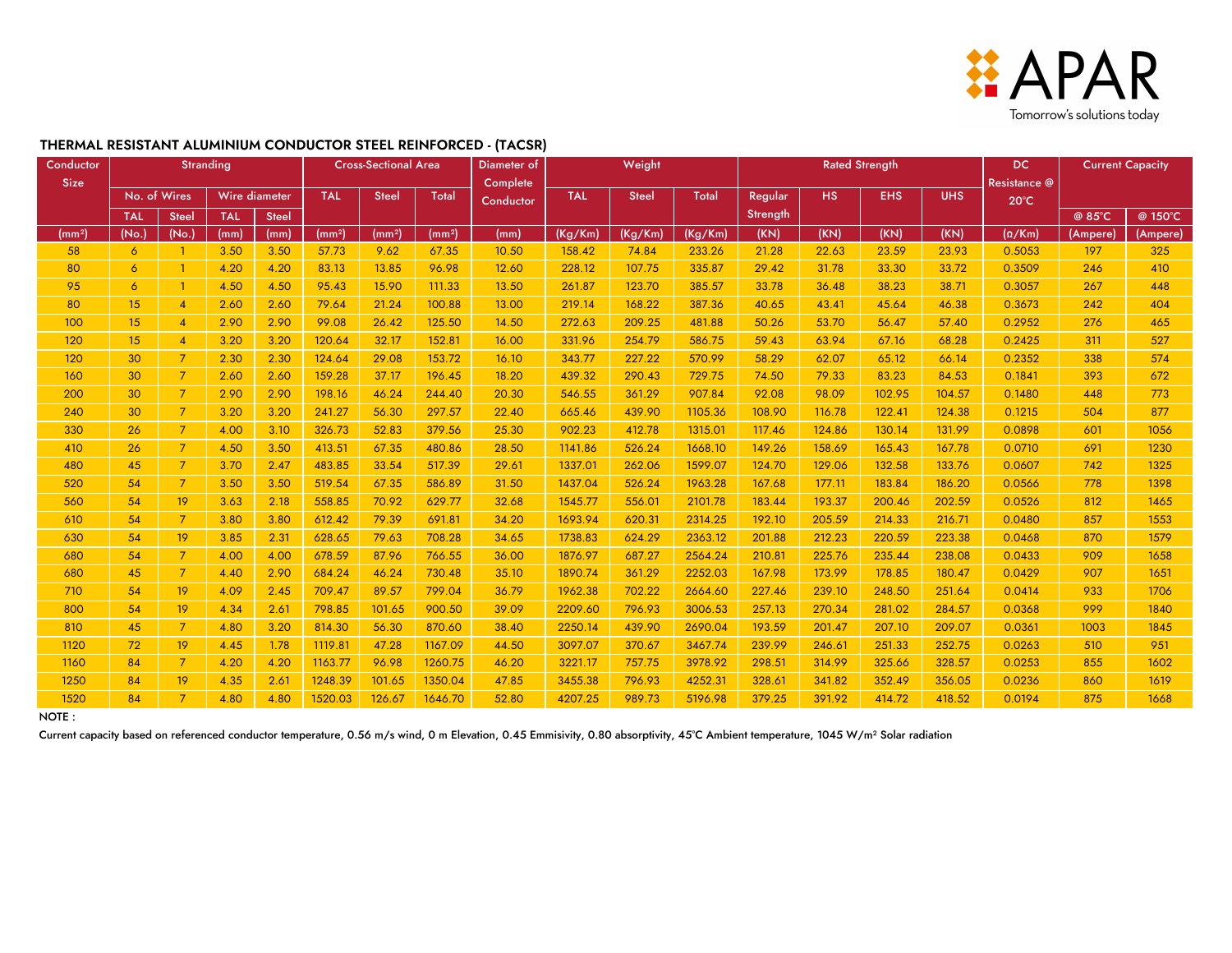APAR
Tomorrow's solutions today

## THERMAL RESISTANT ALUMINIUM CONDUCTOR STEEL REINFORCED - (TACSR)

| Conductor Size | Stranding | | | | Cross-Sectional Area | | | Diameter of Complete Conductor | Weight | | | Rated Strength | | | | DC Resistance @ 20°C | Current Capacity | |
|---|---|---|---|---|---|---|---|---|---|---|---|---|---|---|---|---|---|---|
| | No. of Wires | | Wire diameter | | TAL | Steel | Total | | TAL | Steel | Total | Regular Strength | HS | EHS | UHS | | @ 85°C | @ 150°C |
| | TAL | Steel | TAL | Steel | | | | | | | | | | | | | | |
| (mm²) | (No.) | (No.) | (mm) | (mm) | (mm²) | (mm²) | (mm²) | (mm) | (Kg/Km) | (Kg/Km) | (Kg/Km) | (KN) | (KN) | (KN) | (KN) | (Ω/Km) | (Ampere) | (Ampere) |
| 58 | 6 | 1 | 3.50 | 3.50 | 57.73 | 9.62 | 67.35 | 10.50 | 158.42 | 74.84 | 233.26 | 21.28 | 22.63 | 23.59 | 23.93 | 0.5053 | 197 | 325 |
| 80 | 6 | 1 | 4.20 | 4.20 | 83.13 | 13.85 | 96.98 | 12.60 | 228.12 | 107.75 | 335.87 | 29.42 | 31.78 | 33.30 | 33.72 | 0.3509 | 246 | 410 |
| 95 | 6 | 1 | 4.50 | 4.50 | 95.43 | 15.90 | 111.33 | 13.50 | 261.87 | 123.70 | 385.57 | 33.78 | 36.48 | 38.23 | 38.71 | 0.3057 | 267 | 448 |
| 80 | 15 | 4 | 2.60 | 2.60 | 79.64 | 21.24 | 100.88 | 13.00 | 219.14 | 168.22 | 387.36 | 40.65 | 43.41 | 45.64 | 46.38 | 0.3673 | 242 | 404 |
| 100 | 15 | 4 | 2.90 | 2.90 | 99.08 | 26.42 | 125.50 | 14.50 | 272.63 | 209.25 | 481.88 | 50.26 | 53.70 | 56.47 | 57.40 | 0.2952 | 276 | 465 |
| 120 | 15 | 4 | 3.20 | 3.20 | 120.64 | 32.17 | 152.81 | 16.00 | 331.96 | 254.79 | 586.75 | 59.43 | 63.94 | 67.16 | 68.28 | 0.2425 | 311 | 527 |
| 120 | 30 | 7 | 2.30 | 2.30 | 124.64 | 29.08 | 153.72 | 16.10 | 343.77 | 227.22 | 570.99 | 58.29 | 62.07 | 65.12 | 66.14 | 0.2352 | 338 | 574 |
| 160 | 30 | 7 | 2.60 | 2.60 | 159.28 | 37.17 | 196.45 | 18.20 | 439.32 | 290.43 | 729.75 | 74.50 | 79.33 | 83.23 | 84.53 | 0.1841 | 393 | 672 |
| 200 | 30 | 7 | 2.90 | 2.90 | 198.16 | 46.24 | 244.40 | 20.30 | 546.55 | 361.29 | 907.84 | 92.08 | 98.09 | 102.95 | 104.57 | 0.1480 | 448 | 773 |
| 240 | 30 | 7 | 3.20 | 3.20 | 241.27 | 56.30 | 297.57 | 22.40 | 665.46 | 439.90 | 1105.36 | 108.90 | 116.78 | 122.41 | 124.38 | 0.1215 | 504 | 877 |
| 330 | 26 | 7 | 4.00 | 3.10 | 326.73 | 52.83 | 379.56 | 25.30 | 902.23 | 412.78 | 1315.01 | 117.46 | 124.86 | 130.14 | 131.99 | 0.0898 | 601 | 1056 |
| 410 | 26 | 7 | 4.50 | 3.50 | 413.51 | 67.35 | 480.86 | 28.50 | 1141.86 | 526.24 | 1668.10 | 149.26 | 158.69 | 165.43 | 167.78 | 0.0710 | 691 | 1230 |
| 480 | 45 | 7 | 3.70 | 2.47 | 483.85 | 33.54 | 517.39 | 29.61 | 1337.01 | 262.06 | 1599.07 | 124.70 | 129.06 | 132.58 | 133.76 | 0.0607 | 742 | 1325 |
| 520 | 54 | 7 | 3.50 | 3.50 | 519.54 | 67.35 | 586.89 | 31.50 | 1437.04 | 526.24 | 1963.28 | 167.68 | 177.11 | 183.84 | 186.20 | 0.0566 | 778 | 1398 |
| 560 | 54 | 19 | 3.63 | 2.18 | 558.85 | 70.92 | 629.77 | 32.68 | 1545.77 | 556.01 | 2101.78 | 183.44 | 193.37 | 200.46 | 202.59 | 0.0526 | 812 | 1465 |
| 610 | 54 | 7 | 3.80 | 3.80 | 612.42 | 79.39 | 691.81 | 34.20 | 1693.94 | 620.31 | 2314.25 | 192.10 | 205.59 | 214.33 | 216.71 | 0.0480 | 857 | 1553 |
| 630 | 54 | 19 | 3.85 | 2.31 | 628.65 | 79.63 | 708.28 | 34.65 | 1738.83 | 624.29 | 2363.12 | 201.88 | 212.23 | 220.59 | 223.38 | 0.0468 | 870 | 1579 |
| 680 | 54 | 7 | 4.00 | 4.00 | 678.59 | 87.96 | 766.55 | 36.00 | 1876.97 | 687.27 | 2564.24 | 210.81 | 225.76 | 235.44 | 238.08 | 0.0433 | 909 | 1658 |
| 680 | 45 | 7 | 4.40 | 2.90 | 684.24 | 46.24 | 730.48 | 35.10 | 1890.74 | 361.29 | 2252.03 | 167.98 | 173.99 | 178.85 | 180.47 | 0.0429 | 907 | 1651 |
| 710 | 54 | 19 | 4.09 | 2.45 | 709.47 | 89.57 | 799.04 | 36.79 | 1962.38 | 702.22 | 2664.60 | 227.46 | 239.10 | 248.50 | 251.64 | 0.0414 | 933 | 1706 |
| 800 | 54 | 19 | 4.34 | 2.61 | 798.85 | 101.65 | 900.50 | 39.09 | 2209.60 | 796.93 | 3006.53 | 257.13 | 270.34 | 281.02 | 284.57 | 0.0368 | 999 | 1840 |
| 810 | 45 | 7 | 4.80 | 3.20 | 814.30 | 56.30 | 870.60 | 38.40 | 2250.14 | 439.90 | 2690.04 | 193.59 | 201.47 | 207.10 | 209.07 | 0.0361 | 1003 | 1845 |
| 1120 | 72 | 19 | 4.45 | 1.78 | 1119.81 | 47.28 | 1167.09 | 44.50 | 3097.07 | 370.67 | 3467.74 | 239.99 | 246.61 | 251.33 | 252.75 | 0.0263 | 510 | 951 |
| 1160 | 84 | 7 | 4.20 | 4.20 | 1163.77 | 96.98 | 1260.75 | 46.20 | 3221.17 | 757.75 | 3978.92 | 298.51 | 314.99 | 325.66 | 328.57 | 0.0253 | 855 | 1602 |
| 1250 | 84 | 19 | 4.35 | 2.61 | 1248.39 | 101.65 | 1350.04 | 47.85 | 3455.38 | 796.93 | 4252.31 | 328.61 | 341.82 | 352.49 | 356.05 | 0.0236 | 860 | 1619 |
| 1520 | 84 | 7 | 4.80 | 4.80 | 1520.03 | 126.67 | 1646.70 | 52.80 | 4207.25 | 989.73 | 5196.98 | 379.25 | 391.92 | 414.72 | 418.52 | 0.0194 | 875 | 1668 |

NOTE :

Current capacity based on referenced conductor temperature, 0.56 m/s wind, 0 m Elevation, 0.45 Emmisivity, 0.80 absorptivity, 45°C Ambient temperature, 1045 W/m² Solar radiation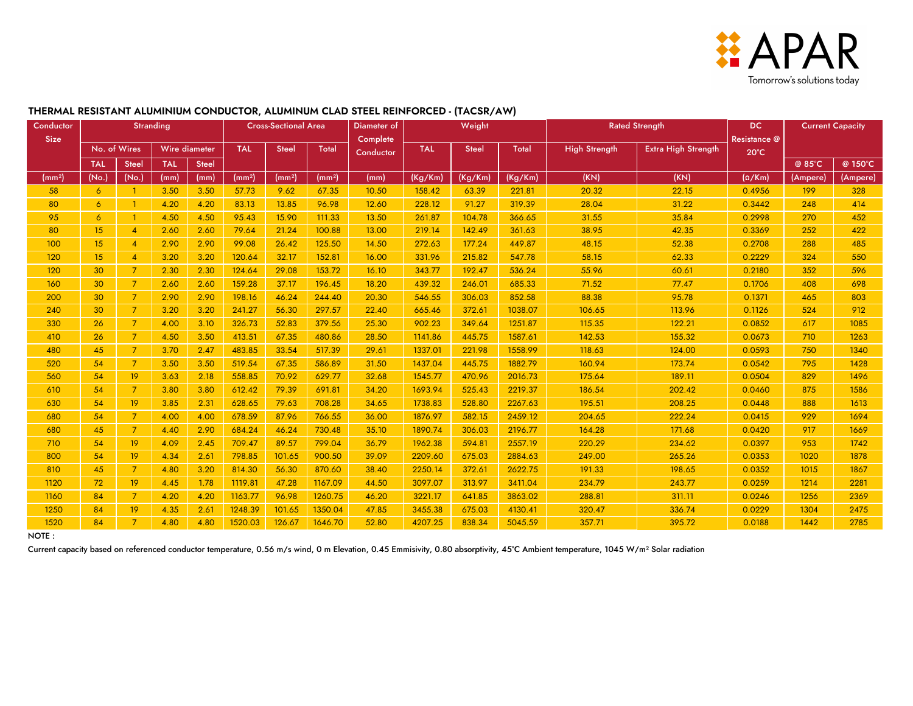### THERMAL RESISTANT ALUMINIUM CONDUCTOR, ALUMINUM CLAD STEEL REINFORCED - (TACSR/AW)

| Conductor Size | Stranding | | | | Cross-Sectional Area | | | Diameter of Complete Conductor | Weight | | | Rated Strength | | DC Resistance @ 20°C | Current Capacity | |
|---|---|---|---|---|---|---|---|---|---|---|---|---|---|---|---|---|
| | No. of Wires | | Wire diameter | | TAL | Steel | Total | | TAL | Steel | Total | High Strength | Extra High Strength | | | |
| | TAL | Steel | TAL | Steel | | | | | | | | | | | @ 85°C | @ 150°C |
| (mm²) | (No.) | (No.) | (mm) | (mm) | (mm²) | (mm²) | (mm²) | (mm) | (Kg/Km) | (Kg/Km) | (Kg/Km) | (KN) | (KN) | (Ω/Km) | (Ampere) | (Ampere) |
| 58 | 6 | 1 | 3.50 | 3.50 | 57.73 | 9.62 | 67.35 | 10.50 | 158.42 | 63.39 | 221.81 | 20.32 | 22.15 | 0.4956 | 199 | 328 |
| 80 | 6 | 1 | 4.20 | 4.20 | 83.13 | 13.85 | 96.98 | 12.60 | 228.12 | 91.27 | 319.39 | 28.04 | 31.22 | 0.3442 | 248 | 414 |
| 95 | 6 | 1 | 4.50 | 4.50 | 95.43 | 15.90 | 111.33 | 13.50 | 261.87 | 104.78 | 366.65 | 31.55 | 35.84 | 0.2998 | 270 | 452 |
| 80 | 15 | 4 | 2.60 | 2.60 | 79.64 | 21.24 | 100.88 | 13.00 | 219.14 | 142.49 | 361.63 | 38.95 | 42.35 | 0.3369 | 252 | 422 |
| 100 | 15 | 4 | 2.90 | 2.90 | 99.08 | 26.42 | 125.50 | 14.50 | 272.63 | 177.24 | 449.87 | 48.15 | 52.38 | 0.2708 | 288 | 485 |
| 120 | 15 | 4 | 3.20 | 3.20 | 120.64 | 32.17 | 152.81 | 16.00 | 331.96 | 215.82 | 547.78 | 58.15 | 62.33 | 0.2229 | 324 | 550 |
| 120 | 30 | 7 | 2.30 | 2.30 | 124.64 | 29.08 | 153.72 | 16.10 | 343.77 | 192.47 | 536.24 | 55.96 | 60.61 | 0.2180 | 352 | 596 |
| 160 | 30 | 7 | 2.60 | 2.60 | 159.28 | 37.17 | 196.45 | 18.20 | 439.32 | 246.01 | 685.33 | 71.52 | 77.47 | 0.1706 | 408 | 698 |
| 200 | 30 | 7 | 2.90 | 2.90 | 198.16 | 46.24 | 244.40 | 20.30 | 546.55 | 306.03 | 852.58 | 88.38 | 95.78 | 0.1371 | 465 | 803 |
| 240 | 30 | 7 | 3.20 | 3.20 | 241.27 | 56.30 | 297.57 | 22.40 | 665.46 | 372.61 | 1038.07 | 106.65 | 113.96 | 0.1126 | 524 | 912 |
| 330 | 26 | 7 | 4.00 | 3.10 | 326.73 | 52.83 | 379.56 | 25.30 | 902.23 | 349.64 | 1251.87 | 115.35 | 122.21 | 0.0852 | 617 | 1085 |
| 410 | 26 | 7 | 4.50 | 3.50 | 413.51 | 67.35 | 480.86 | 28.50 | 1141.86 | 445.75 | 1587.61 | 142.53 | 155.32 | 0.0673 | 710 | 1263 |
| 480 | 45 | 7 | 3.70 | 2.47 | 483.85 | 33.54 | 517.39 | 29.61 | 1337.01 | 221.98 | 1558.99 | 118.63 | 124.00 | 0.0593 | 750 | 1340 |
| 520 | 54 | 7 | 3.50 | 3.50 | 519.54 | 67.35 | 586.89 | 31.50 | 1437.04 | 445.75 | 1882.79 | 160.94 | 173.74 | 0.0542 | 795 | 1428 |
| 560 | 54 | 19 | 3.63 | 2.18 | 558.85 | 70.92 | 629.77 | 32.68 | 1545.77 | 470.96 | 2016.73 | 175.64 | 189.11 | 0.0504 | 829 | 1496 |
| 610 | 54 | 7 | 3.80 | 3.80 | 612.42 | 79.39 | 691.81 | 34.20 | 1693.94 | 525.43 | 2219.37 | 186.54 | 202.42 | 0.0460 | 875 | 1586 |
| 630 | 54 | 19 | 3.85 | 2.31 | 628.65 | 79.63 | 708.28 | 34.65 | 1738.83 | 528.80 | 2267.63 | 195.51 | 208.25 | 0.0448 | 888 | 1613 |
| 680 | 54 | 7 | 4.00 | 4.00 | 678.59 | 87.96 | 766.55 | 36.00 | 1876.97 | 582.15 | 2459.12 | 204.65 | 222.24 | 0.0415 | 929 | 1694 |
| 680 | 45 | 7 | 4.40 | 2.90 | 684.24 | 46.24 | 730.48 | 35.10 | 1890.74 | 306.03 | 2196.77 | 164.28 | 171.68 | 0.0420 | 917 | 1669 |
| 710 | 54 | 19 | 4.09 | 2.45 | 709.47 | 89.57 | 799.04 | 36.79 | 1962.38 | 594.81 | 2557.19 | 220.29 | 234.62 | 0.0397 | 953 | 1742 |
| 800 | 54 | 19 | 4.34 | 2.61 | 798.85 | 101.65 | 900.50 | 39.09 | 2209.60 | 675.03 | 2884.63 | 249.00 | 265.26 | 0.0353 | 1020 | 1878 |
| 810 | 45 | 7 | 4.80 | 3.20 | 814.30 | 56.30 | 870.60 | 38.40 | 2250.14 | 372.61 | 2622.75 | 191.33 | 198.65 | 0.0352 | 1015 | 1867 |
| 1120 | 72 | 19 | 4.45 | 1.78 | 1119.81 | 47.28 | 1167.09 | 44.50 | 3097.07 | 313.97 | 3411.04 | 234.79 | 243.77 | 0.0259 | 1214 | 2281 |
| 1160 | 84 | 7 | 4.20 | 4.20 | 1163.77 | 96.98 | 1260.75 | 46.20 | 3221.17 | 641.85 | 3863.02 | 288.81 | 311.11 | 0.0246 | 1256 | 2369 |
| 1250 | 84 | 19 | 4.35 | 2.61 | 1248.39 | 101.65 | 1350.04 | 47.85 | 3455.38 | 675.03 | 4130.41 | 320.47 | 336.74 | 0.0229 | 1304 | 2475 |
| 1520 | 84 | 7 | 4.80 | 4.80 | 1520.03 | 126.67 | 1646.70 | 52.80 | 4207.25 | 838.34 | 5045.59 | 357.71 | 395.72 | 0.0188 | 1442 | 2785 |

**NOTE :**

Current capacity based on referenced conductor temperature, 0.56 m/s wind, 0 m Elevation, 0.45 Emmisivity, 0.80 absorptivity, 45°C Ambient temperature, 1045 W/m² Solar radiation